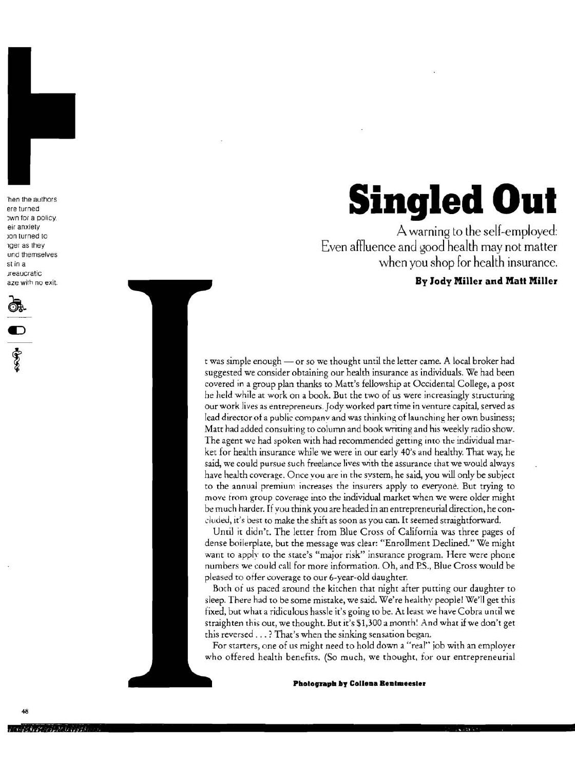# Singled Out

A warning to the self-employed: Even affluence and good health may not matter when you shop for health insurance.

**By Jody Miller and Matt Miller**

'hen the authors ere turned ɔwn for a policy, eir anxiety ɔon turned to ıger as they und themselves st in a ureaucratic aze with no exit.

It was simple enough — or so we thought until the letter came. A local broker had suggested we consider obtaining our health insurance as individuals. We had been covered in a group plan thanks to Matt's fellowship at Occidental College, a post he held while at work on a book. But the two of us were increasingly structuring our work lives as entrepreneurs. Jody worked part time in venture capital, served as lead director of a public company and was thinking of launching her own business; Matt had added consulting to column and book writing and his weekly radio show. The agent we had spoken with had recommended getting into the individual market for health insurance while we were in our early 40's and healthy. That way, he said, we could pursue such freelance lives with the assurance that we would always have health coverage. Once you are in the system, he said, you will only be subject to the annual premium increases the insurers apply to everyone. But trying to move from group coverage into the individual market when we were older might be much harder. If you think you are headed in an entrepreneurial direction, he concluded, it's best to make the shift as soon as you can. It seemed straightforward.

Until it didn't. The letter from Blue Cross of California was three pages of dense boilerplate, but the message was clear: "Enrollment Declined." We might want to apply to the state's "major risk" insurance program. Here were phone numbers we could call for more information. Oh, and P.S., Blue Cross would be pleased to offer coverage to our 6-year-old daughter.

Both of us paced around the kitchen that night after putting our daughter to sleep. There had to be some mistake, we said. We're healthy people! We'll get this fixed, but what a ridiculous hassle it's going to be. At least we have Cobra until we straighten this out, we thought. But it's $1,300 a month! And what if we don't get this reversed . . . ? That's when the sinking sensation began.

For starters, one of us might need to hold down a "real" job with an employer who offered health benefits. (So much, we thought, for our entrepreneurial

**Photograph by Colleen Rentmeester**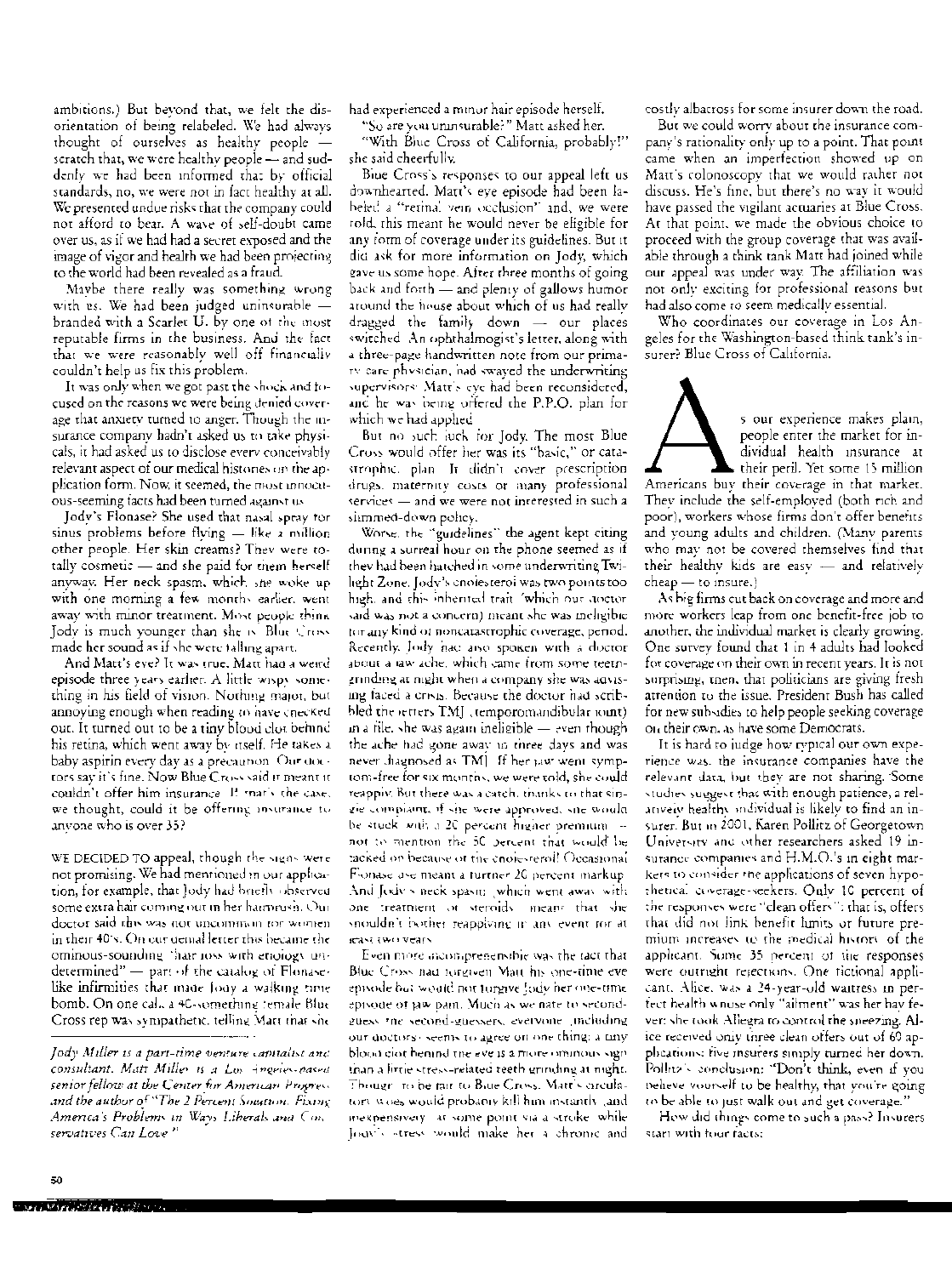ambitions.) But beyond that, we felt the disorientation of being relabeled. We had always thought of ourselves as healthy people — scratch that, we were healthy people — and suddenly we had been informed that by official standards, no, we were not in fact healthy at all. We presented undue risks that the company could not afford to bear. A wave of self-doubt came over us, as if we had had a secret exposed and the image of vigor and health we had been projecting to the world had been revealed as a fraud.

Maybe there really was something wrong with us. We had been judged uninsurable — branded with a Scarlet U. by one of the most reputable firms in the business. And the fact that we were reasonably well off financially couldn't help us fix this problem.

It was only when we got past the shock and focused on the reasons we were being denied coverage that anxiety turned to anger. Though the insurance company hadn't asked us to take physicals, it had asked us to disclose every conceivably relevant aspect of our medical histories on the application form. Now, it seemed, the most innocuous-seeming facts had been turned against us.

Jody's Flonase? She used that nasal spray for sinus problems before flying — like a million other people. Her skin creams? They were totally cosmetic — and she paid for them herself anyway. Her neck spasm, which she woke up with one morning a few months earlier, went away with minor treatment. Most people think Jody is much younger than she is. Blue Cross made her sound as if she were falling apart.

And Matt's eye? It was true. Matt had a weird episode three years earlier. A little wispy something in his field of vision. Nothing major, but annoying enough when reading to have checked out. It turned out to be a tiny blood clot behind his retina, which went away by itself. He takes a baby aspirin every day as a precaution. Our doctors say it's fine. Now Blue Cross said it meant it couldn't offer him insurance. If that's the case, we thought, could it be offering insurance to anyone who is over 35?

WE DECIDED TO appeal, though the signs were not promising. We had mentioned in our application, for example, that Jody had briefly observed some extra hair coming out in her hairbrush. Our doctor said this was not uncommon for women in their 40's. On our denial letter this became the ominous-sounding "hair loss with etiology undetermined" — part of the catalog of Flonase-like infirmities that made Jody a walking time bomb. On one call, a 40-something female Blue Cross rep was sympathetic, telling Matt that she had experienced a minor hair episode herself.

"So are you uninsurable?" Matt asked her.

"With Blue Cross of California, probably!" she said cheerfully.

Blue Cross's responses to our appeal left us downhearted. Matt's eye episode had been labeled a "retinal vein occlusion" and, we were told, this meant he would never be eligible for any form of coverage under its guidelines. But it did ask for more information on Jody, which gave us some hope. After three months of going back and forth — and plenty of gallows humor around the house about which of us had really dragged the family down — our places switched. An ophthalmologist's letter, along with a three-page handwritten note from our primary care physician, had swayed the underwriting supervisors. Matt's eye had been reconsidered, and he was being offered the P.P.O. plan for which we had applied.

But no such luck for Jody. The most Blue Cross would offer her was its "basic," or catastrophic, plan. It didn't cover prescription drugs, maternity costs or many professional services — and we were not interested in such a slimmed-down policy.

Worse, the "guidelines" the agent kept citing during a surreal hour on the phone seemed as if they had been hatched in some underwriting Twilight Zone. Jody's cholesterol was two points too high, and this inherited trait (which our doctor said was not a concern) meant she was ineligible for any kind of noncatastrophic coverage, period. Recently, Jody had also spoken with a doctor about a jaw ache, which came from some teeth-grinding at night when a company she was advising faced a crisis. Because the doctor had scribbled the letters TMJ (temporomandibular joint) in a file, she was again ineligible — even though the ache had gone away in three days and was never diagnosed as TMJ. If her jaw went symptom-free for six months, we were told, she could reapply. But there was a catch, thanks to that single complaint: if she were approved, she would be stuck with a 20 percent higher premium — not to mention the 50 percent that would be tacked on because of the cholesterol! Occasional Flonase use meant a further 20 percent markup. And Jody's neck spasm (which went away with one treatment of steroids) meant that she shouldn't bother reapplying in any event for at least two years.

Even more incomprehensible was the fact that Blue Cross had forgiven Matt his one-time eye episode but would not forgive Jody her one-time episode of jaw pain. Much as we hate to second-guess the second-guessers, everyone (including our doctors) seems to agree on one thing: a tiny blood clot behind the eye is a more ominous sign than a little stress-related teeth grinding at night. Though, to be fair to Blue Cross, Matt's circulatory woes would probably kill him instantly (and inexpensively) at some point via a stroke while Jody's stress would make her a chronic and costly albatross for some insurer down the road.

But we could worry about the insurance company's rationality only up to a point. That point came when an imperfection showed up on Matt's colonoscopy that we would rather not discuss. He's fine, but there's no way it would have passed the vigilant actuaries at Blue Cross. At that point, we made the obvious choice to proceed with the group coverage that was available through a think tank Matt had joined while our appeal was under way. The affiliation was not only exciting for professional reasons but had also come to seem medically essential.

Who coordinates our coverage in Los Angeles for the Washington-based think tank's insurer? Blue Cross of California.

As our experience makes plain, people enter the market for individual health insurance at their peril. Yet some 15 million Americans buy their coverage in that market. They include the self-employed (both rich and poor), workers whose firms don't offer benefits and young adults and children. (Many parents who may not be covered themselves find that their healthy kids are easy — and relatively cheap — to insure.)

As big firms cut back on coverage and more and more workers leap from one benefit-free job to another, the individual market is clearly growing. One survey found that 1 in 4 adults had looked for coverage on their own in recent years. It is not surprising, then, that politicians are giving fresh attention to the issue. President Bush has called for new subsidies to help people seeking coverage on their own, as have some Democrats.

It is hard to judge how typical our own experience was; the insurance companies have the relevant data, but they are not sharing. Some studies suggest that with enough patience, a relatively healthy individual is likely to find an insurer. But in 2001, Karen Pollitz of Georgetown University and other researchers asked 19 insurance companies and H.M.O.'s in eight markets to consider the applications of seven hypothetical coverage-seekers. Only 10 percent of the responses were "clean offers"; that is, offers that did not link benefit limits or future premium increases to the medical history of the applicant. Some 35 percent of the responses were outright rejections. One fictional applicant, Alice, was a 24-year-old waitress in perfect health whose only "ailment" was her hay fever; she took Allegra to control the sneezing. Alice received only three clean offers out of 60 applications; five insurers simply turned her down. Pollitz's conclusion: "Don't think, even if you believe yourself to be healthy, that you're going to be able to just walk out and get coverage."

How did things come to such a pass? Insurers start with four facts:

---

*Jody Miller is a part-time venture capitalist and consultant. Matt Miller is a Los Angeles-based senior fellow at the Center for American Progress and the author of "The 2 Percent Solution: Fixing America's Problems in Ways Liberals and Conservatives Can Love."*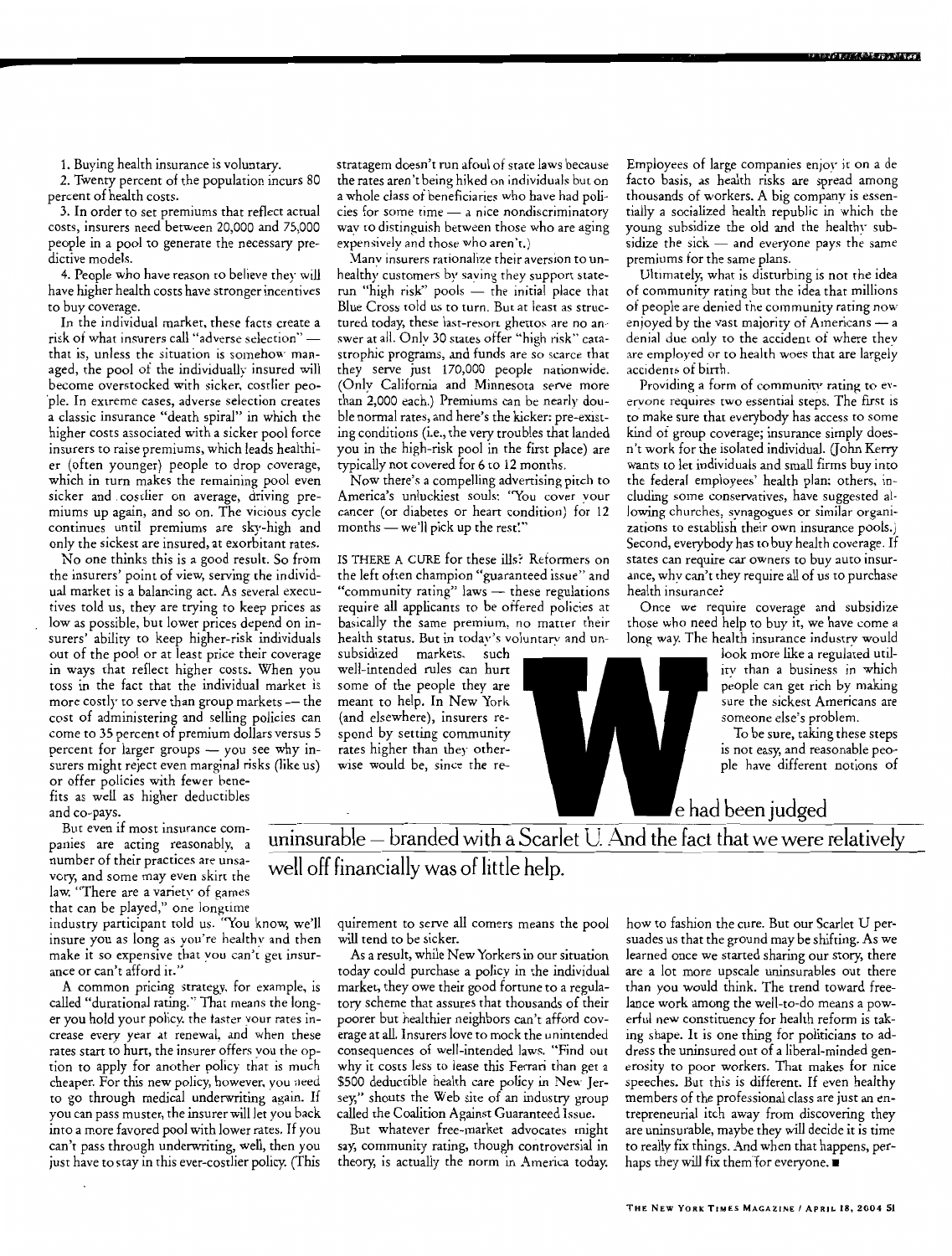1. Buying health insurance is voluntary.

2. Twenty percent of the population incurs 80 percent of health costs.

3. In order to set premiums that reflect actual costs, insurers need between 20,000 and 75,000 people in a pool to generate the necessary predictive models.

4. People who have reason to believe they will have higher health costs have stronger incentives to buy coverage.

In the individual market, these facts create a risk of what insurers call "adverse selection" — that is, unless the situation is somehow managed, the pool of the individually insured will become overstocked with sicker, costlier people. In extreme cases, adverse selection creates a classic insurance "death spiral" in which the higher costs associated with a sicker pool force insurers to raise premiums, which leads healthier (often younger) people to drop coverage, which in turn makes the remaining pool even sicker and costlier on average, driving premiums up again, and so on. The vicious cycle continues until premiums are sky-high and only the sickest are insured, at exorbitant rates.

No one thinks this is a good result. So from the insurers' point of view, serving the individual market is a balancing act. As several executives told us, they are trying to keep prices as low as possible, but lower prices depend on insurers' ability to keep higher-risk individuals out of the pool or at least price their coverage in ways that reflect higher costs. When you toss in the fact that the individual market is more costly to serve than group markets — the cost of administering and selling policies can come to 35 percent of premium dollars versus 5 percent for larger groups — you see why insurers might reject even marginal risks (like us) or offer policies with fewer benefits as well as higher deductibles and co-pays.

But even if most insurance companies are acting reasonably, a number of their practices are unsavory, and some may even skirt the law. "There are a variety of games that can be played," one longtime industry participant told us. "You know, we'll insure you as long as you're healthy and then make it so expensive that you can't get insurance or can't afford it."

A common pricing strategy, for example, is called "durational rating." That means the longer you hold your policy, the faster your rates increase every year at renewal, and when these rates start to hurt, the insurer offers you the option to apply for another policy that is much cheaper. For this new policy, however, you need to go through medical underwriting again. If you can pass muster, the insurer will let you back into a more favored pool with lower rates. If you can't pass through underwriting, well, then you just have to stay in this ever-costlier policy. (This stratagem doesn't run afoul of state laws because the rates aren't being hiked on individuals but on a whole class of beneficiaries who have had policies for some time — a nice nondiscriminatory way to distinguish between those who are aging expensively and those who aren't.)

Many insurers rationalize their aversion to unhealthy customers by saying they support state-run "high risk" pools — the initial place that Blue Cross told us to turn. But at least as structured today, these last-resort ghettos are no answer at all. Only 30 states offer "high risk" catastrophic programs, and funds are so scarce that they serve just 170,000 people nationwide. (Only California and Minnesota serve more than 2,000 each.) Premiums can be nearly double normal rates, and here's the kicker: pre-existing conditions (i.e., the very troubles that landed you in the high-risk pool in the first place) are typically not covered for 6 to 12 months.

Now there's a compelling advertising pitch to America's unluckiest souls: "You cover your cancer (or diabetes or heart condition) for 12 months — we'll pick up the rest!"

IS THERE A CURE for these ills? Reformers on the left often champion "guaranteed issue" and "community rating" laws — these regulations require all applicants to be offered policies at basically the same premium, no matter their health status. But in today's voluntary and unsubsidized markets, such well-intended rules can hurt some of the people they are meant to help. In New York (and elsewhere), insurers respond by setting community rates higher than they otherwise would be, since the requirement to serve all comers means the pool will tend to be sicker.

As a result, while New Yorkers in our situation today could purchase a policy in the individual market, they owe their good fortune to a regulatory scheme that assures that thousands of their poorer but healthier neighbors can't afford coverage at all. Insurers love to mock the unintended consequences of well-intended laws. "Find out why it costs less to lease this Ferrari than get a $500 deductible health care policy in New Jersey," shouts the Web site of an industry group called the Coalition Against Guaranteed Issue.

But whatever free-market advocates might say, community rating, though controversial in theory, is actually the norm in America today. Employees of large companies enjoy it on a de facto basis, as health risks are spread among thousands of workers. A big company is essentially a socialized health republic in which the young subsidize the old and the healthy subsidize the sick — and everyone pays the same premiums for the same plans.

Ultimately, what is disturbing is not the idea of community rating but the idea that millions of people are denied the community rating now enjoyed by the vast majority of Americans — a denial due only to the accident of where they are employed or to health woes that are largely accidents of birth.

Providing a form of community rating to everyone requires two essential steps. The first is to make sure that everybody has access to some kind of group coverage; insurance simply doesn't work for the isolated individual. (John Kerry wants to let individuals and small firms buy into the federal employees' health plan; others, including some conservatives, have suggested allowing churches, synagogues or similar organizations to establish their own insurance pools.) Second, everybody has to buy health coverage. If states can require car owners to buy auto insurance, why can't they require all of us to purchase health insurance?

Once we require coverage and subsidize those who need help to buy it, we have come a long way. The health insurance industry would look more like a regulated utility than a business in which people can get rich by making sure the sickest Americans are someone else's problem.

To be sure, taking these steps is not easy, and reasonable people have different notions of how to fashion the cure. But our Scarlet U persuades us that the ground may be shifting. As we learned once we started sharing our story, there are a lot more upscale uninsurables out there than you would think. The trend toward freelance work among the well-to-do means a powerful new constituency for health reform is taking shape. It is one thing for politicians to address the uninsured out of a liberal-minded generosity to poor workers. That makes for nice speeches. But this is different. If even healthy members of the professional class are just an entrepreneurial itch away from discovering they are uninsurable, maybe they will decide it is time to really fix things. And when that happens, perhaps they will fix them for everyone. ■

**We had been judged uninsurable — branded with a Scarlet U. And the fact that we were relatively well off financially was of little help.**